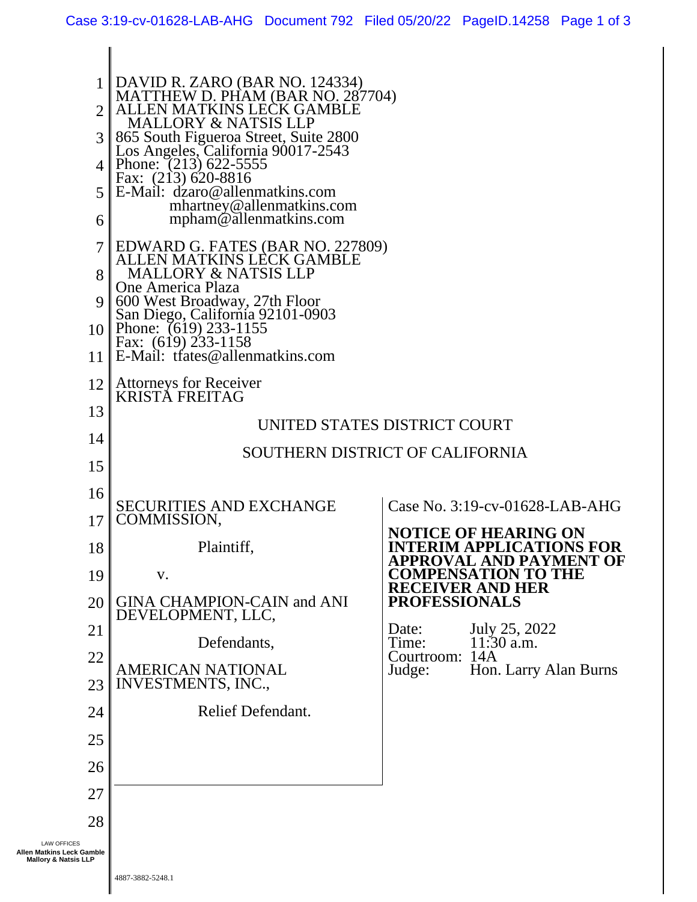DAVID R. ZARO (BAR NO. 124334)
MATTHEW D. PHAM (BAR NO. 287704)
ALLEN MATKINS LECK GAMBLE
MALLORY & NATSIS LLP
865 South Figueroa Street, Suite 2800
Los Angeles, California 90017-2543
Phone: (213) 622-5555
Fax: (213) 620-8816
E-Mail: dzaro@allenmatkins.com
mhartney@allenmatkins.com
mpham@allenmatkins.com

EDWARD G. FATES (BAR NO. 227809)
ALLEN MATKINS LECK GAMBLE
MALLORY & NATSIS LLP
One America Plaza
600 West Broadway, 27th Floor
San Diego, California 92101-0903
Phone: (619) 233-1155
Fax: (619) 233-1158
E-Mail: tfates@allenmatkins.com

Attorneys for Receiver
KRISTA FREITAG

UNITED STATES DISTRICT COURT

SOUTHERN DISTRICT OF CALIFORNIA

SECURITIES AND EXCHANGE COMMISSION,

Plaintiff,

v.

GINA CHAMPION-CAIN and ANI DEVELOPMENT, LLC,

Defendants,

AMERICAN NATIONAL INVESTMENTS, INC.,

Relief Defendant.

Case No. 3:19-cv-01628-LAB-AHG

**NOTICE OF HEARING ON INTERIM APPLICATIONS FOR APPROVAL AND PAYMENT OF COMPENSATION TO THE RECEIVER AND HER PROFESSIONALS**

Date: July 25, 2022
Time: 11:30 a.m.
Courtroom: 14A
Judge: Hon. Larry Alan Burns

4887-3882-5248.1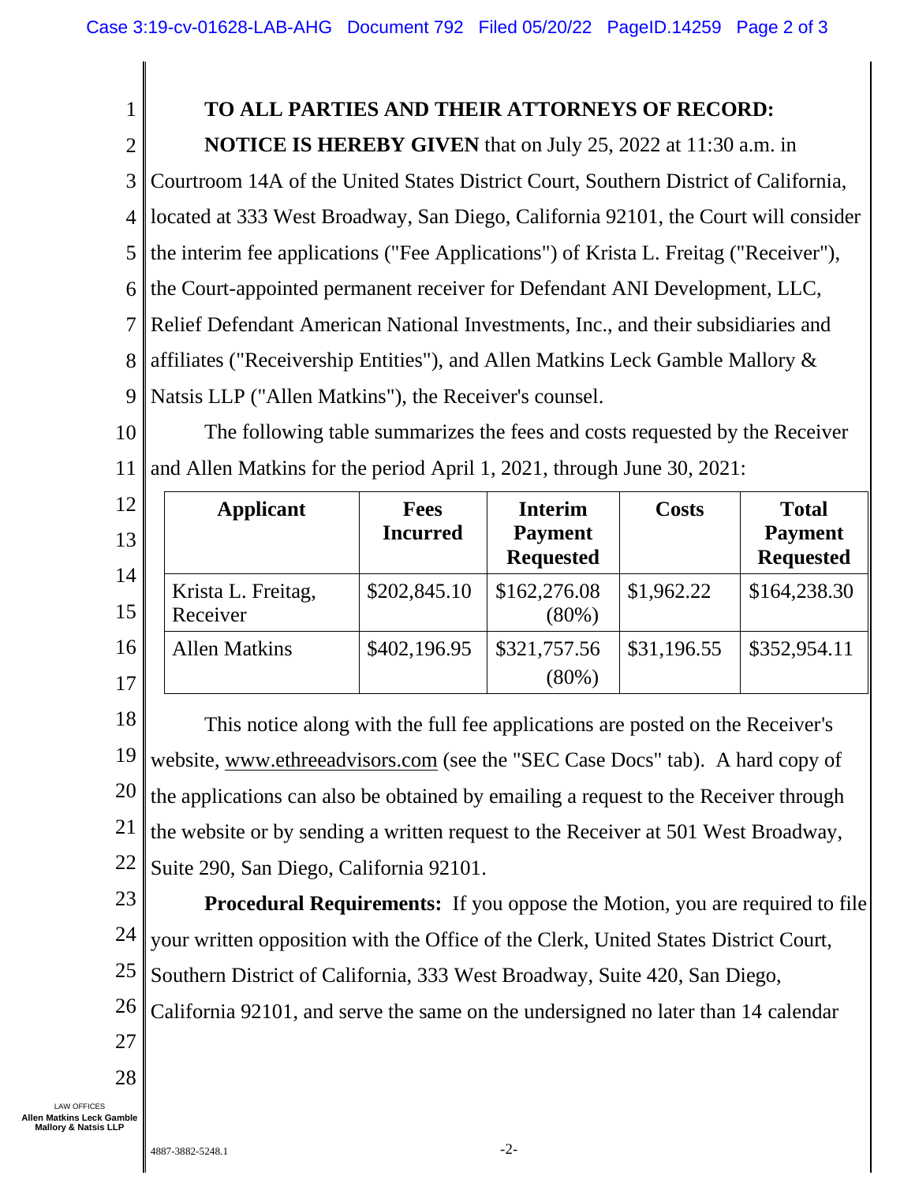**TO ALL PARTIES AND THEIR ATTORNEYS OF RECORD:**

**NOTICE IS HEREBY GIVEN** that on July 25, 2022 at 11:30 a.m. in Courtroom 14A of the United States District Court, Southern District of California, located at 333 West Broadway, San Diego, California 92101, the Court will consider the interim fee applications ("Fee Applications") of Krista L. Freitag ("Receiver"), the Court-appointed permanent receiver for Defendant ANI Development, LLC, Relief Defendant American National Investments, Inc., and their subsidiaries and affiliates ("Receivership Entities"), and Allen Matkins Leck Gamble Mallory & Natsis LLP ("Allen Matkins"), the Receiver's counsel.

The following table summarizes the fees and costs requested by the Receiver and Allen Matkins for the period April 1, 2021, through June 30, 2021:

| Applicant | Fees Incurred | Interim Payment Requested | Costs | Total Payment Requested |
|---|---|---|---|---|
| Krista L. Freitag, Receiver | $202,845.10 | $162,276.08 (80%) | $1,962.22 | $164,238.30 |
| Allen Matkins | $402,196.95 | $321,757.56 (80%) | $31,196.55 | $352,954.11 |

This notice along with the full fee applications are posted on the Receiver's website, www.ethreeadvisors.com (see the "SEC Case Docs" tab). A hard copy of the applications can also be obtained by emailing a request to the Receiver through the website or by sending a written request to the Receiver at 501 West Broadway, Suite 290, San Diego, California 92101.

**Procedural Requirements:** If you oppose the Motion, you are required to file your written opposition with the Office of the Clerk, United States District Court, Southern District of California, 333 West Broadway, Suite 420, San Diego, California 92101, and serve the same on the undersigned no later than 14 calendar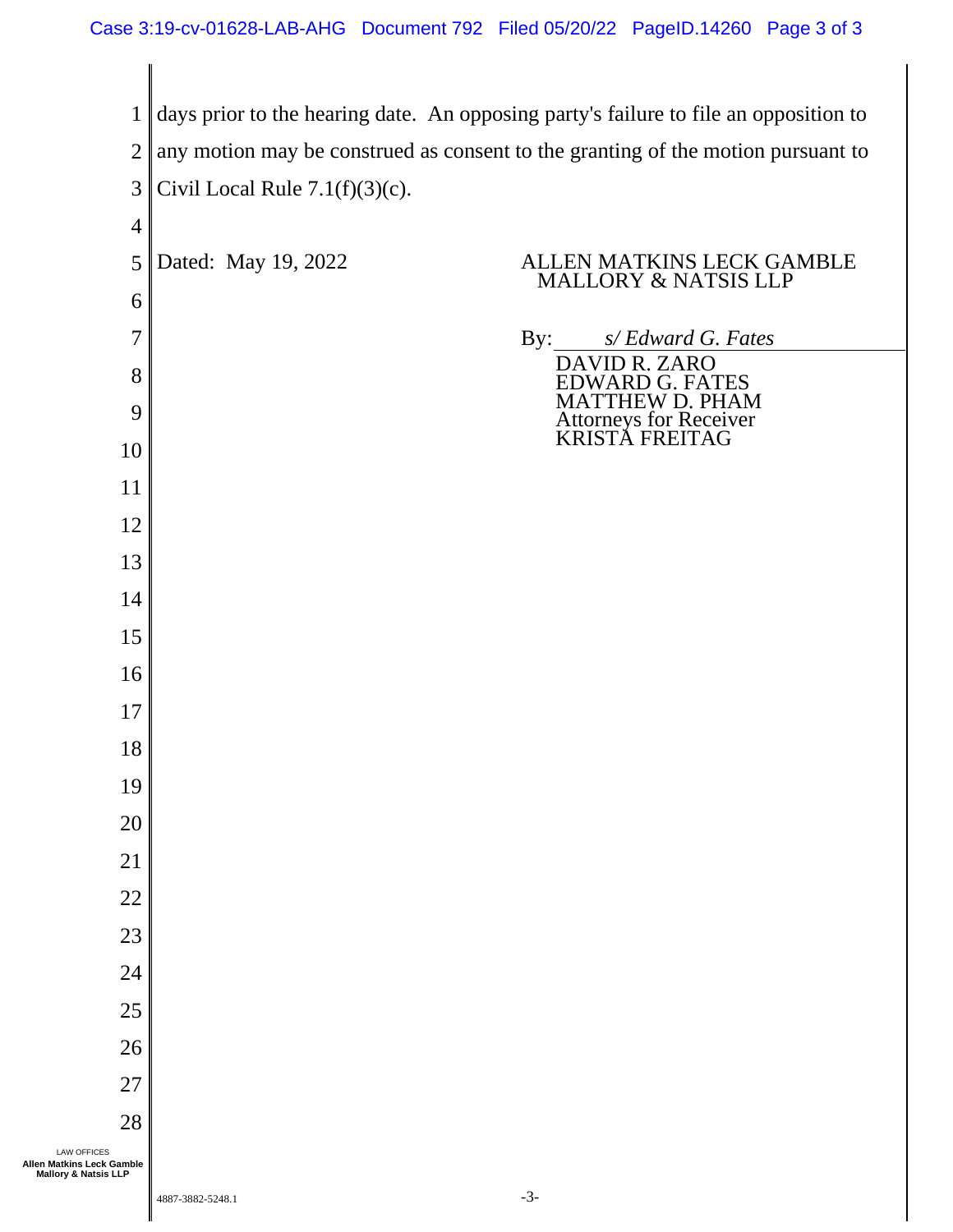days prior to the hearing date. An opposing party's failure to file an opposition to any motion may be construed as consent to the granting of the motion pursuant to Civil Local Rule 7.1(f)(3)(c).

Dated: May 19, 2022

ALLEN MATKINS LECK GAMBLE MALLORY & NATSIS LLP

By: *s/ Edward G. Fates*
DAVID R. ZARO
EDWARD G. FATES
MATTHEW D. PHAM
Attorneys for Receiver
KRISTA FREITAG

4887-3882-5248.1